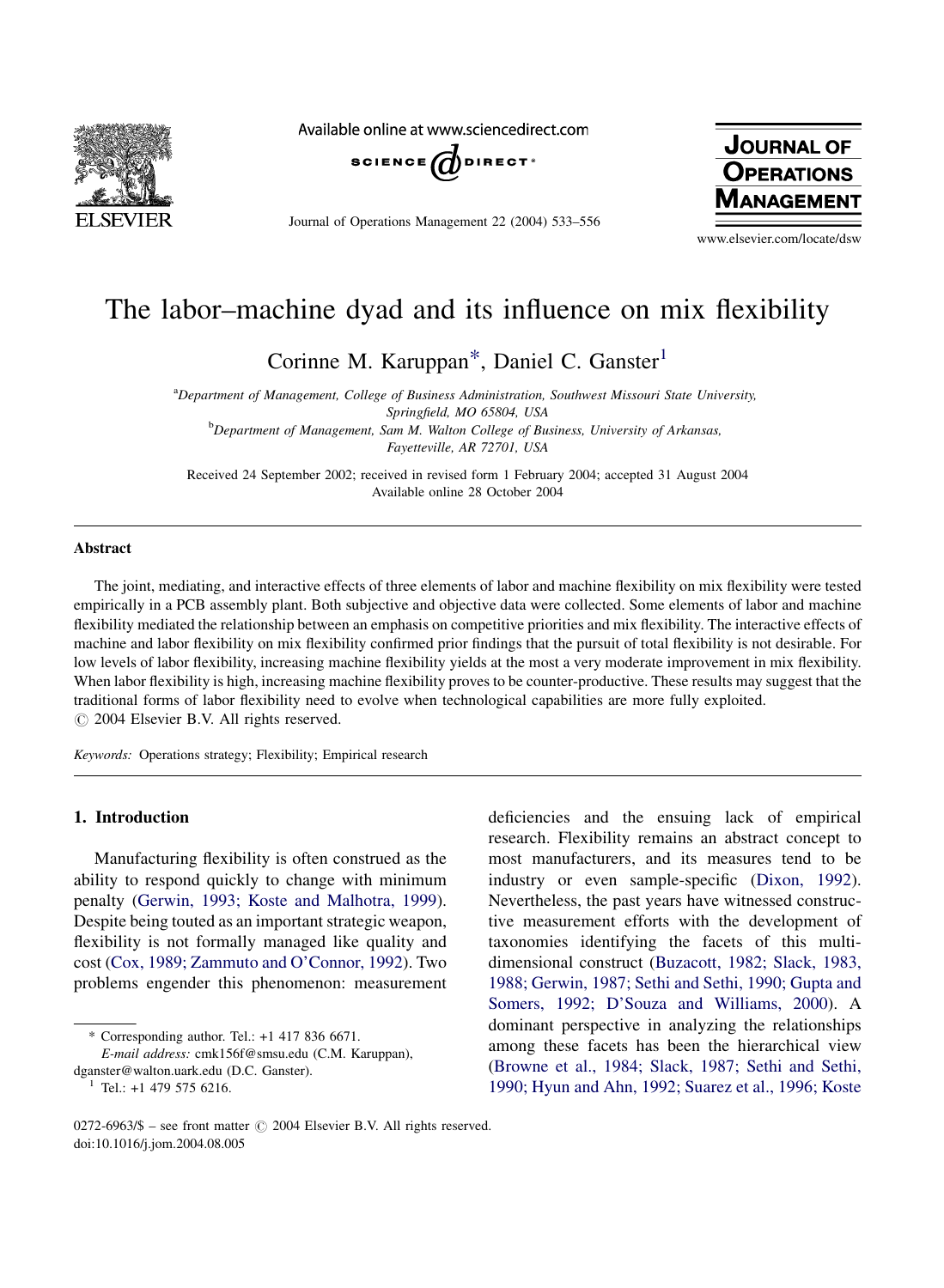# The labor–machine dyad and its influence on mix flexibility

Corinne M. Karuppan[a,*], Daniel C. Ganster[b,1]

[a] Department of Management, College of Business Administration, Southwest Missouri State University, Springfield, MO 65804, USA

[b] Department of Management, Sam M. Walton College of Business, University of Arkansas, Fayetteville, AR 72701, USA

Received 24 September 2002; received in revised form 1 February 2004; accepted 31 August 2004

Available online 28 October 2004

## Abstract

The joint, mediating, and interactive effects of three elements of labor and machine flexibility on mix flexibility were tested empirically in a PCB assembly plant. Both subjective and objective data were collected. Some elements of labor and machine flexibility mediated the relationship between an emphasis on competitive priorities and mix flexibility. The interactive effects of machine and labor flexibility on mix flexibility confirmed prior findings that the pursuit of total flexibility is not desirable. For low levels of labor flexibility, increasing machine flexibility yields at the most a very moderate improvement in mix flexibility. When labor flexibility is high, increasing machine flexibility proves to be counter-productive. These results may suggest that the traditional forms of labor flexibility need to evolve when technological capabilities are more fully exploited.

© 2004 Elsevier B.V. All rights reserved.

*Keywords:* Operations strategy; Flexibility; Empirical research

## 1. Introduction

Manufacturing flexibility is often construed as the ability to respond quickly to change with minimum penalty (Gerwin, 1993; Koste and Malhotra, 1999). Despite being touted as an important strategic weapon, flexibility is not formally managed like quality and cost (Cox, 1989; Zammuto and O'Connor, 1992). Two problems engender this phenomenon: measurement deficiencies and the ensuing lack of empirical research. Flexibility remains an abstract concept to most manufacturers, and its measures tend to be industry or even sample-specific (Dixon, 1992). Nevertheless, the past years have witnessed constructive measurement efforts with the development of taxonomies identifying the facets of this multi-dimensional construct (Buzacott, 1982; Slack, 1983, 1988; Gerwin, 1987; Sethi and Sethi, 1990; Gupta and Somers, 1992; D'Souza and Williams, 2000). A dominant perspective in analyzing the relationships among these facets has been the hierarchical view (Browne et al., 1984; Slack, 1987; Sethi and Sethi, 1990; Hyun and Ahn, 1992; Suarez et al., 1996; Koste

---

\* Corresponding author. Tel.: +1 417 836 6671.
*E-mail address:* cmk156f@smsu.edu (C.M. Karuppan), dganster@walton.uark.edu (D.C. Ganster).

[1] Tel.: +1 479 575 6216.

0272-6963/$ – see front matter © 2004 Elsevier B.V. All rights reserved.
doi:10.1016/j.jom.2004.08.005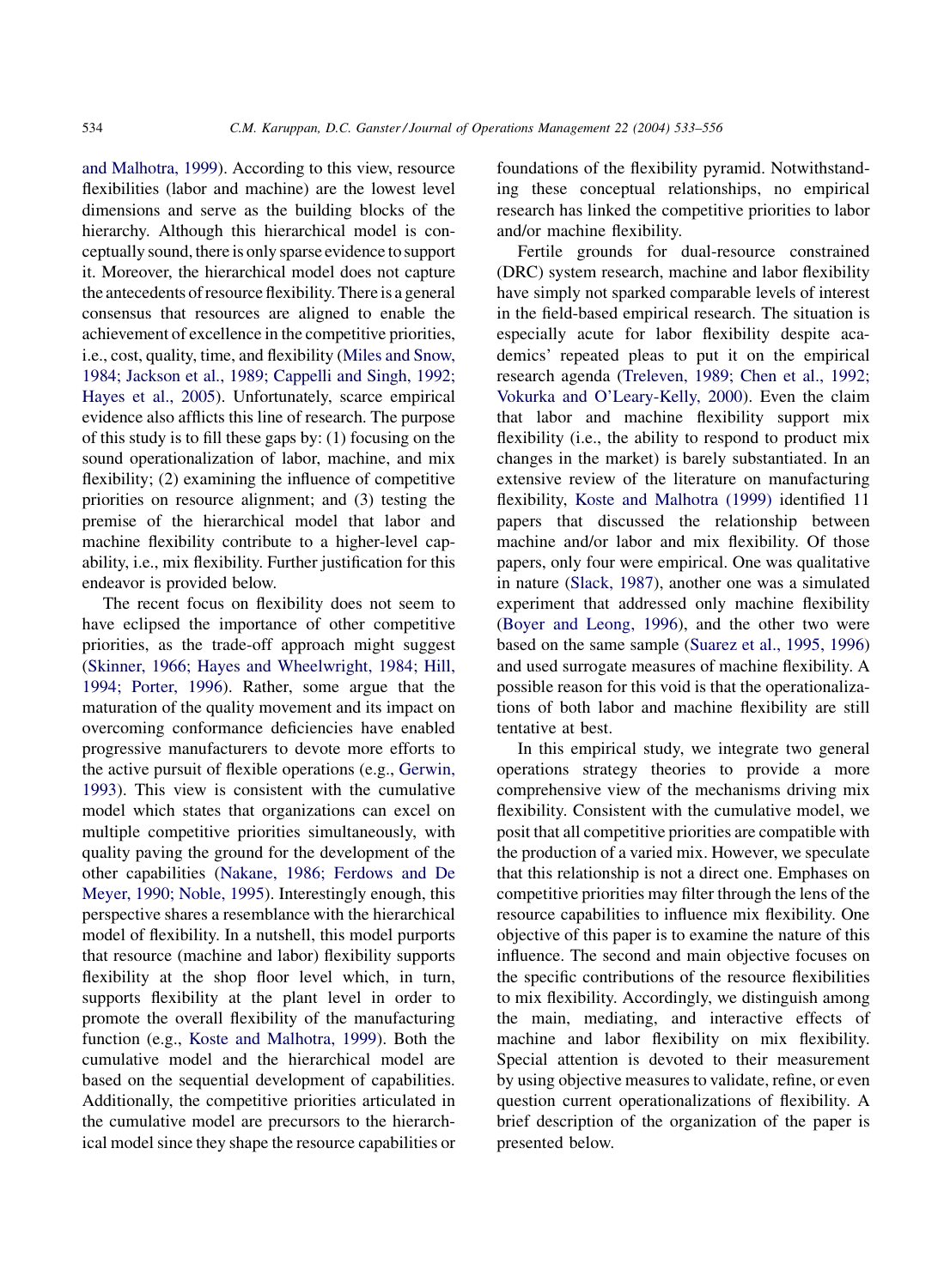and Malhotra, 1999). According to this view, resource flexibilities (labor and machine) are the lowest level dimensions and serve as the building blocks of the hierarchy. Although this hierarchical model is conceptually sound, there is only sparse evidence to support it. Moreover, the hierarchical model does not capture the antecedents of resource flexibility. There is a general consensus that resources are aligned to enable the achievement of excellence in the competitive priorities, i.e., cost, quality, time, and flexibility (Miles and Snow, 1984; Jackson et al., 1989; Cappelli and Singh, 1992; Hayes et al., 2005). Unfortunately, scarce empirical evidence also afflicts this line of research. The purpose of this study is to fill these gaps by: (1) focusing on the sound operationalization of labor, machine, and mix flexibility; (2) examining the influence of competitive priorities on resource alignment; and (3) testing the premise of the hierarchical model that labor and machine flexibility contribute to a higher-level capability, i.e., mix flexibility. Further justification for this endeavor is provided below.

The recent focus on flexibility does not seem to have eclipsed the importance of other competitive priorities, as the trade-off approach might suggest (Skinner, 1966; Hayes and Wheelwright, 1984; Hill, 1994; Porter, 1996). Rather, some argue that the maturation of the quality movement and its impact on overcoming conformance deficiencies have enabled progressive manufacturers to devote more efforts to the active pursuit of flexible operations (e.g., Gerwin, 1993). This view is consistent with the cumulative model which states that organizations can excel on multiple competitive priorities simultaneously, with quality paving the ground for the development of the other capabilities (Nakane, 1986; Ferdows and De Meyer, 1990; Noble, 1995). Interestingly enough, this perspective shares a resemblance with the hierarchical model of flexibility. In a nutshell, this model purports that resource (machine and labor) flexibility supports flexibility at the shop floor level which, in turn, supports flexibility at the plant level in order to promote the overall flexibility of the manufacturing function (e.g., Koste and Malhotra, 1999). Both the cumulative model and the hierarchical model are based on the sequential development of capabilities. Additionally, the competitive priorities articulated in the cumulative model are precursors to the hierarchical model since they shape the resource capabilities or foundations of the flexibility pyramid. Notwithstanding these conceptual relationships, no empirical research has linked the competitive priorities to labor and/or machine flexibility.

Fertile grounds for dual-resource constrained (DRC) system research, machine and labor flexibility have simply not sparked comparable levels of interest in the field-based empirical research. The situation is especially acute for labor flexibility despite academics' repeated pleas to put it on the empirical research agenda (Treleven, 1989; Chen et al., 1992; Vokurka and O'Leary-Kelly, 2000). Even the claim that labor and machine flexibility support mix flexibility (i.e., the ability to respond to product mix changes in the market) is barely substantiated. In an extensive review of the literature on manufacturing flexibility, Koste and Malhotra (1999) identified 11 papers that discussed the relationship between machine and/or labor and mix flexibility. Of those papers, only four were empirical. One was qualitative in nature (Slack, 1987), another one was a simulated experiment that addressed only machine flexibility (Boyer and Leong, 1996), and the other two were based on the same sample (Suarez et al., 1995, 1996) and used surrogate measures of machine flexibility. A possible reason for this void is that the operationalizations of both labor and machine flexibility are still tentative at best.

In this empirical study, we integrate two general operations strategy theories to provide a more comprehensive view of the mechanisms driving mix flexibility. Consistent with the cumulative model, we posit that all competitive priorities are compatible with the production of a varied mix. However, we speculate that this relationship is not a direct one. Emphases on competitive priorities may filter through the lens of the resource capabilities to influence mix flexibility. One objective of this paper is to examine the nature of this influence. The second and main objective focuses on the specific contributions of the resource flexibilities to mix flexibility. Accordingly, we distinguish among the main, mediating, and interactive effects of machine and labor flexibility on mix flexibility. Special attention is devoted to their measurement by using objective measures to validate, refine, or even question current operationalizations of flexibility. A brief description of the organization of the paper is presented below.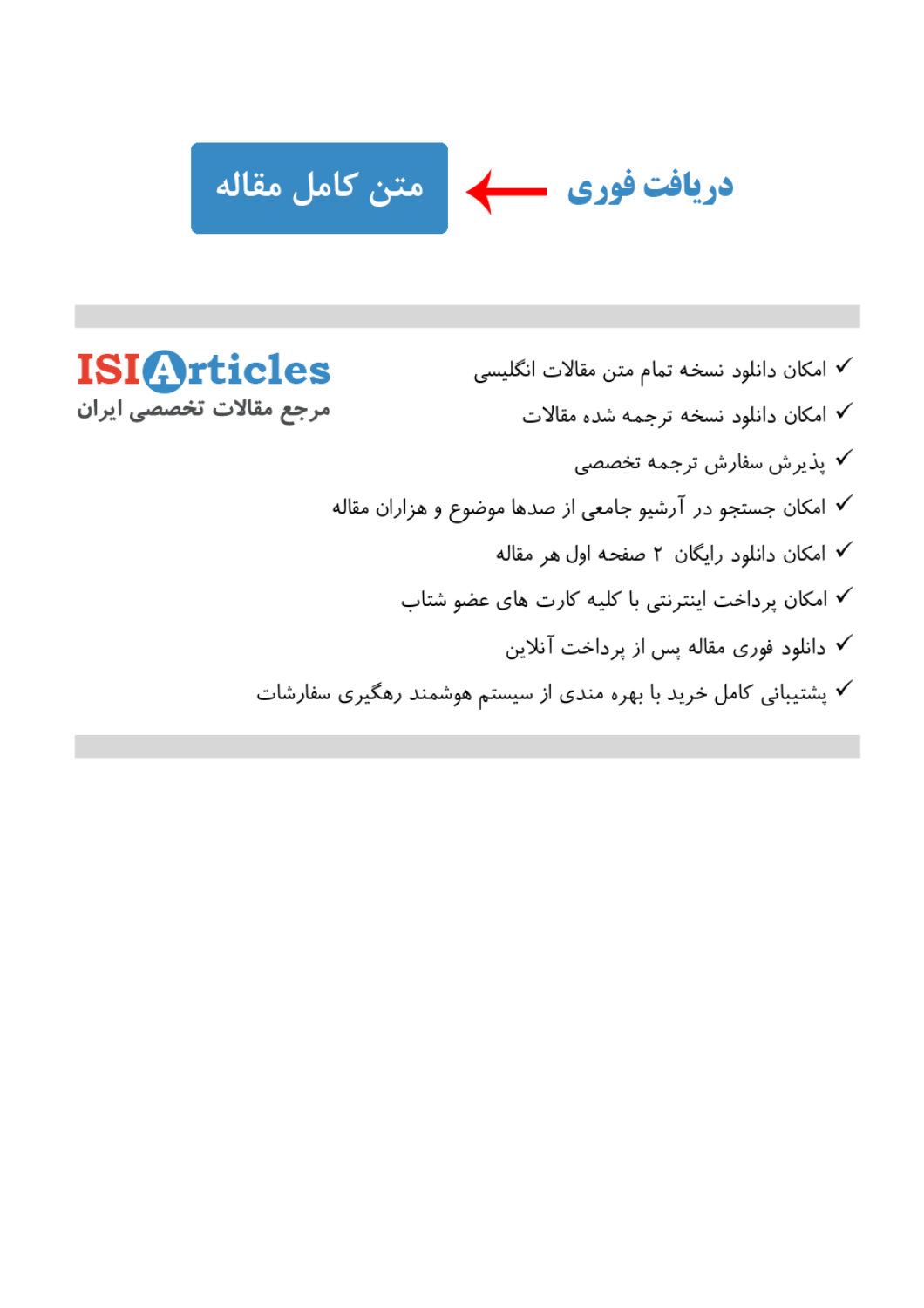دریافت فوری ← **متن کامل مقاله**

**ISIArticles**

مرجع مقالات تخصصی ایران

- ✓ امکان دانلود نسخه تمام متن مقالات انگلیسی
- ✓ امکان دانلود نسخه ترجمه شده مقالات
- ✓ پذیرش سفارش ترجمه تخصصی
- ✓ امکان جستجو در آرشیو جامعی از صدها موضوع و هزاران مقاله
- ✓ امکان دانلود رایگان ۲ صفحه اول هر مقاله
- ✓ امکان پرداخت اینترنتی با کلیه کارت های عضو شتاب
- ✓ دانلود فوری مقاله پس از پرداخت آنلاین
- ✓ پشتیبانی کامل خرید با بهره مندی از سیستم هوشمند رهگیری سفارشات